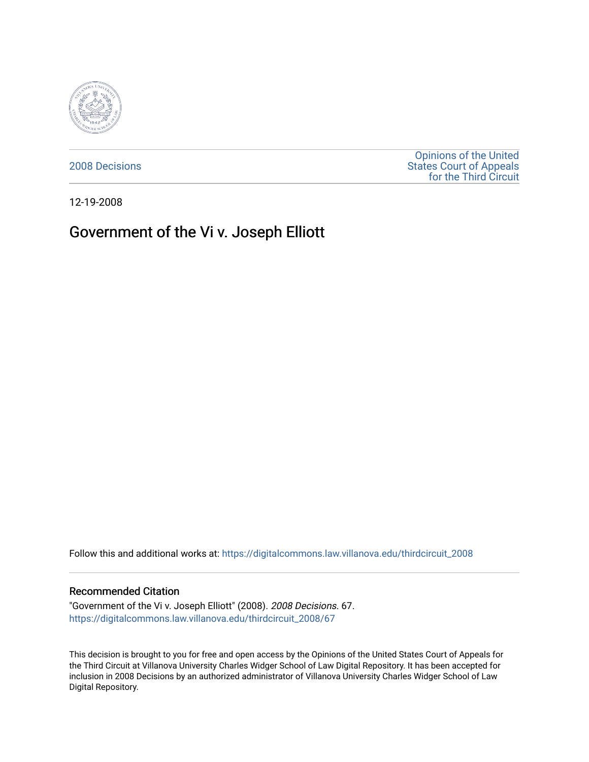2008 Decisions

Opinions of the United States Court of Appeals for the Third Circuit

12-19-2008

# Government of the Vi v. Joseph Elliott

Follow this and additional works at: https://digitalcommons.law.villanova.edu/thirdcircuit_2008

## Recommended Citation

"Government of the Vi v. Joseph Elliott" (2008). *2008 Decisions*. 67.
https://digitalcommons.law.villanova.edu/thirdcircuit_2008/67

This decision is brought to you for free and open access by the Opinions of the United States Court of Appeals for the Third Circuit at Villanova University Charles Widger School of Law Digital Repository. It has been accepted for inclusion in 2008 Decisions by an authorized administrator of Villanova University Charles Widger School of Law Digital Repository.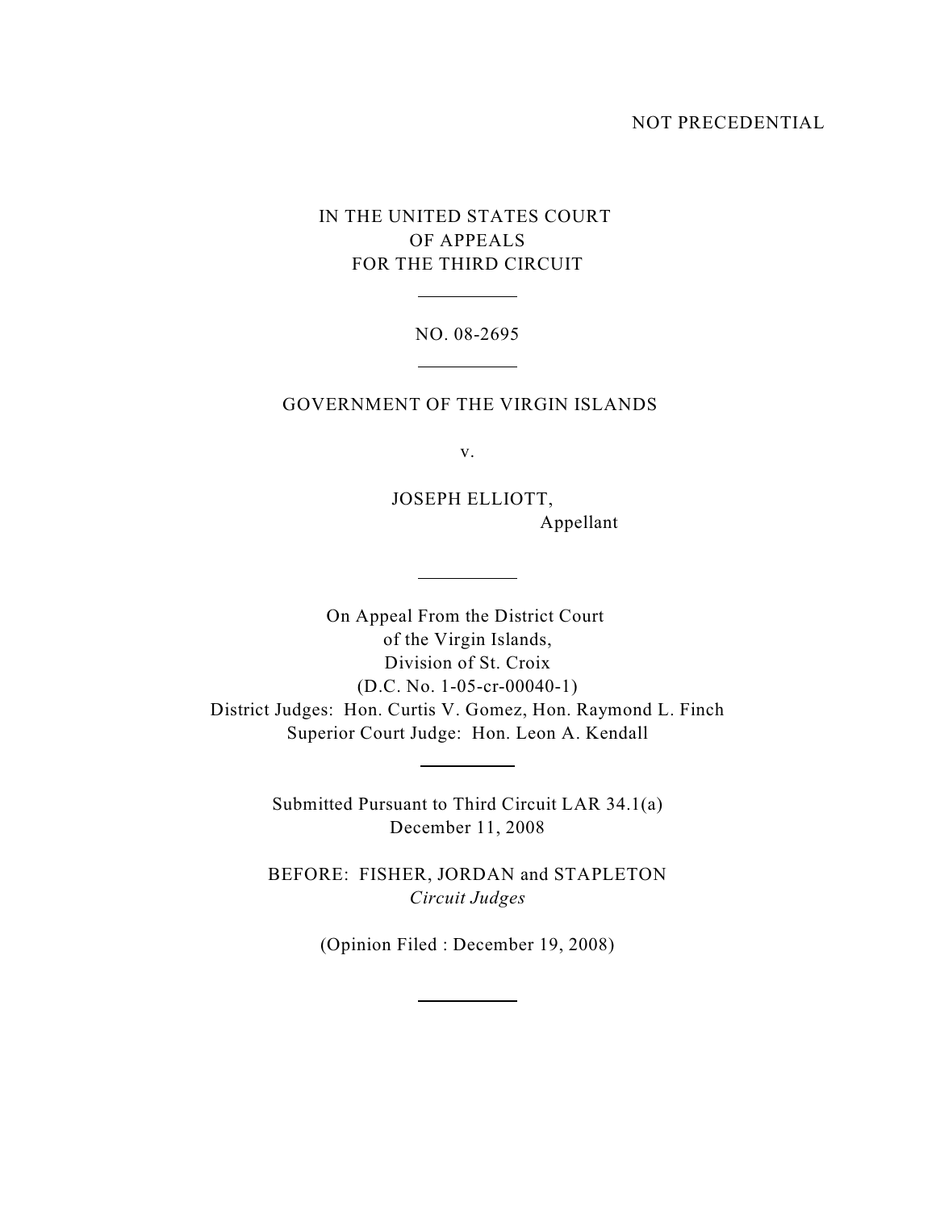NOT PRECEDENTIAL

IN THE UNITED STATES COURT
OF APPEALS
FOR THE THIRD CIRCUIT

---

NO. 08-2695

---

GOVERNMENT OF THE VIRGIN ISLANDS

v.

JOSEPH ELLIOTT,
Appellant

---

On Appeal From the District Court
of the Virgin Islands,
Division of St. Croix
(D.C. No. 1-05-cr-00040-1)
District Judges: Hon. Curtis V. Gomez, Hon. Raymond L. Finch
Superior Court Judge: Hon. Leon A. Kendall

---

Submitted Pursuant to Third Circuit LAR 34.1(a)
December 11, 2008

BEFORE: FISHER, JORDAN and STAPLETON
*Circuit Judges*

(Opinion Filed : December 19, 2008)

---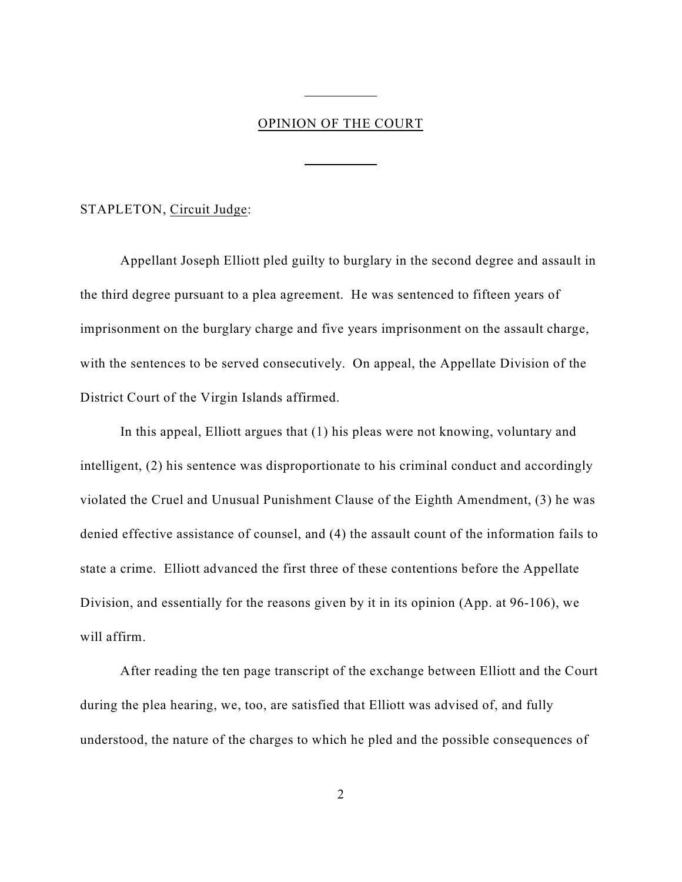## OPINION OF THE COURT

STAPLETON, Circuit Judge:

Appellant Joseph Elliott pled guilty to burglary in the second degree and assault in the third degree pursuant to a plea agreement. He was sentenced to fifteen years of imprisonment on the burglary charge and five years imprisonment on the assault charge, with the sentences to be served consecutively. On appeal, the Appellate Division of the District Court of the Virgin Islands affirmed.

In this appeal, Elliott argues that (1) his pleas were not knowing, voluntary and intelligent, (2) his sentence was disproportionate to his criminal conduct and accordingly violated the Cruel and Unusual Punishment Clause of the Eighth Amendment, (3) he was denied effective assistance of counsel, and (4) the assault count of the information fails to state a crime. Elliott advanced the first three of these contentions before the Appellate Division, and essentially for the reasons given by it in its opinion (App. at 96-106), we will affirm.

After reading the ten page transcript of the exchange between Elliott and the Court during the plea hearing, we, too, are satisfied that Elliott was advised of, and fully understood, the nature of the charges to which he pled and the possible consequences of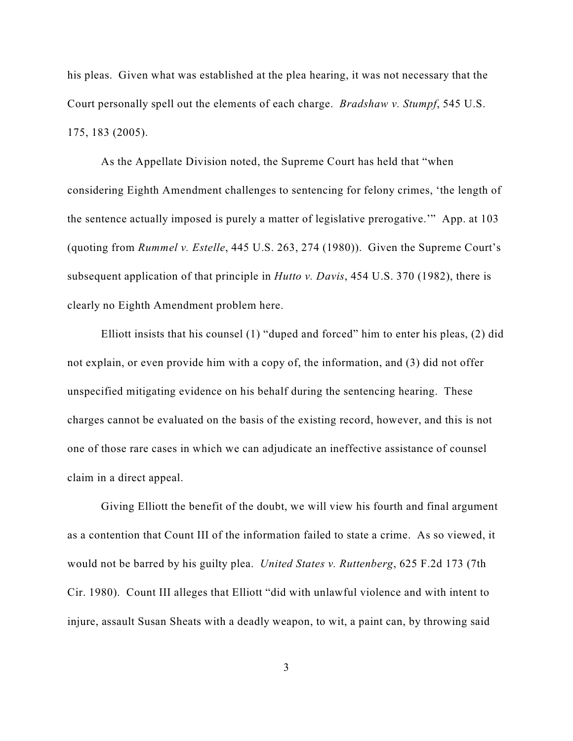his pleas. Given what was established at the plea hearing, it was not necessary that the Court personally spell out the elements of each charge. *Bradshaw v. Stumpf*, 545 U.S. 175, 183 (2005).

As the Appellate Division noted, the Supreme Court has held that "when considering Eighth Amendment challenges to sentencing for felony crimes, 'the length of the sentence actually imposed is purely a matter of legislative prerogative.'" App. at 103 (quoting from *Rummel v. Estelle*, 445 U.S. 263, 274 (1980)). Given the Supreme Court's subsequent application of that principle in *Hutto v. Davis*, 454 U.S. 370 (1982), there is clearly no Eighth Amendment problem here.

Elliott insists that his counsel (1) "duped and forced" him to enter his pleas, (2) did not explain, or even provide him with a copy of, the information, and (3) did not offer unspecified mitigating evidence on his behalf during the sentencing hearing. These charges cannot be evaluated on the basis of the existing record, however, and this is not one of those rare cases in which we can adjudicate an ineffective assistance of counsel claim in a direct appeal.

Giving Elliott the benefit of the doubt, we will view his fourth and final argument as a contention that Count III of the information failed to state a crime. As so viewed, it would not be barred by his guilty plea. *United States v. Ruttenberg*, 625 F.2d 173 (7th Cir. 1980). Count III alleges that Elliott "did with unlawful violence and with intent to injure, assault Susan Sheats with a deadly weapon, to wit, a paint can, by throwing said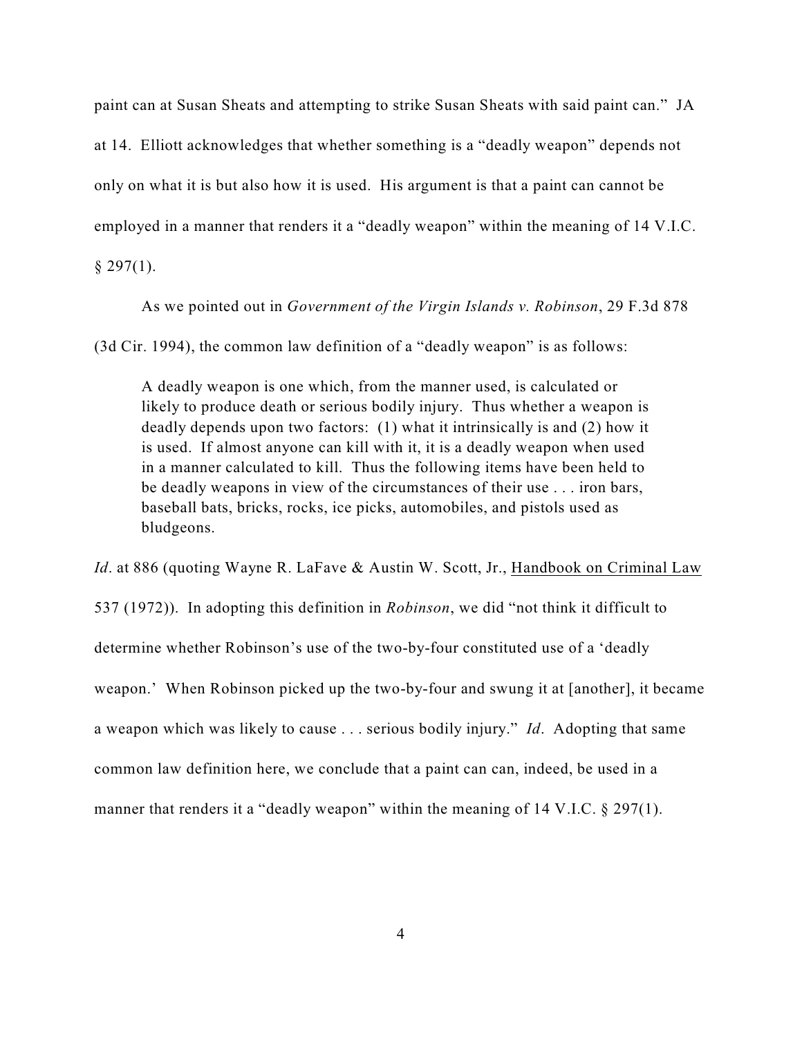paint can at Susan Sheats and attempting to strike Susan Sheats with said paint can." JA at 14. Elliott acknowledges that whether something is a "deadly weapon" depends not only on what it is but also how it is used. His argument is that a paint can cannot be employed in a manner that renders it a "deadly weapon" within the meaning of 14 V.I.C. § 297(1).

As we pointed out in *Government of the Virgin Islands v. Robinson*, 29 F.3d 878 (3d Cir. 1994), the common law definition of a "deadly weapon" is as follows:

> A deadly weapon is one which, from the manner used, is calculated or likely to produce death or serious bodily injury. Thus whether a weapon is deadly depends upon two factors: (1) what it intrinsically is and (2) how it is used. If almost anyone can kill with it, it is a deadly weapon when used in a manner calculated to kill. Thus the following items have been held to be deadly weapons in view of the circumstances of their use . . . iron bars, baseball bats, bricks, rocks, ice picks, automobiles, and pistols used as bludgeons.

*Id*. at 886 (quoting Wayne R. LaFave & Austin W. Scott, Jr., Handbook on Criminal Law 537 (1972)). In adopting this definition in *Robinson*, we did "not think it difficult to determine whether Robinson's use of the two-by-four constituted use of a 'deadly weapon.' When Robinson picked up the two-by-four and swung it at [another], it became a weapon which was likely to cause . . . serious bodily injury." *Id*. Adopting that same common law definition here, we conclude that a paint can can, indeed, be used in a manner that renders it a "deadly weapon" within the meaning of 14 V.I.C. § 297(1).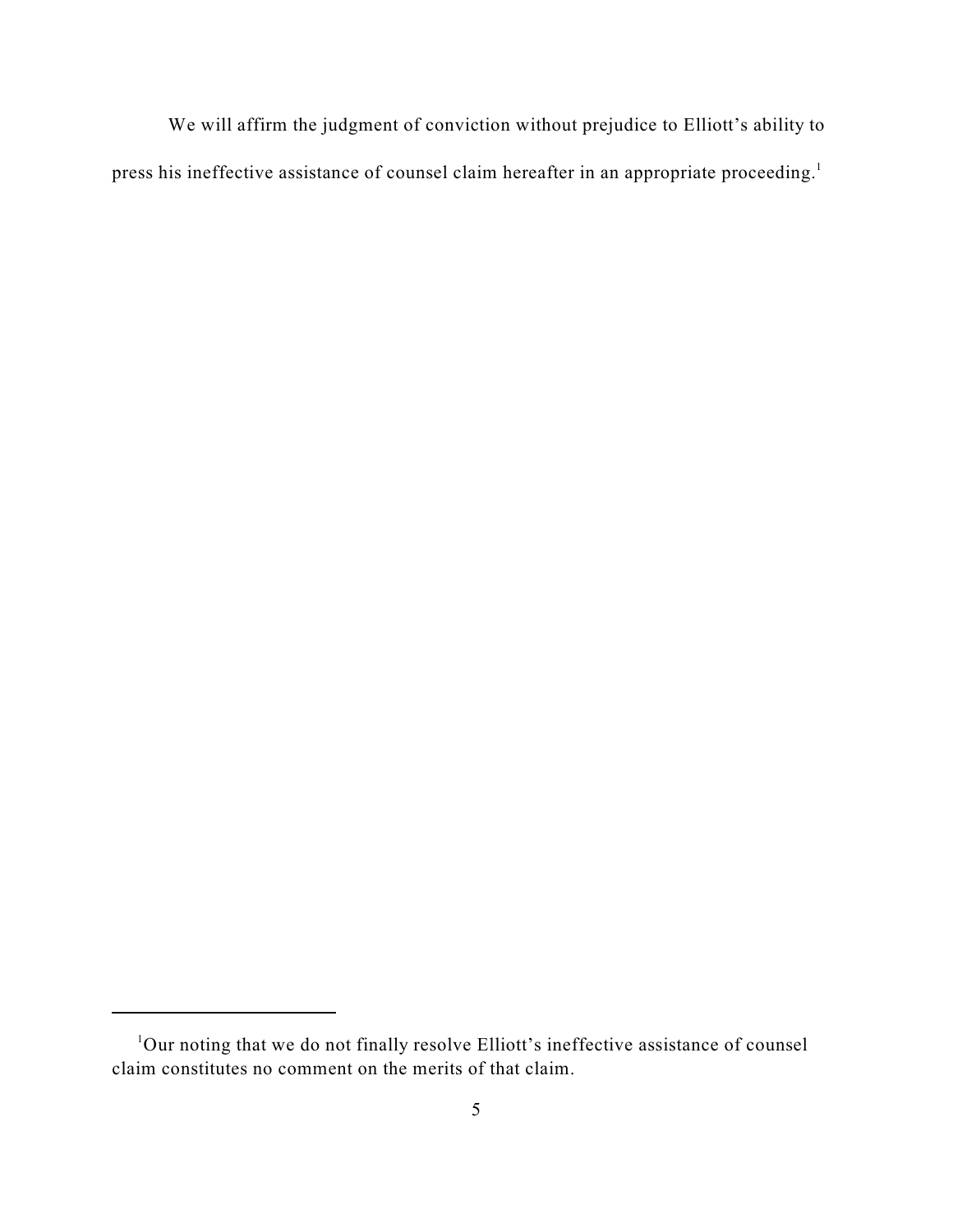We will affirm the judgment of conviction without prejudice to Elliott's ability to press his ineffective assistance of counsel claim hereafter in an appropriate proceeding.[1]

---

[1]Our noting that we do not finally resolve Elliott's ineffective assistance of counsel claim constitutes no comment on the merits of that claim.